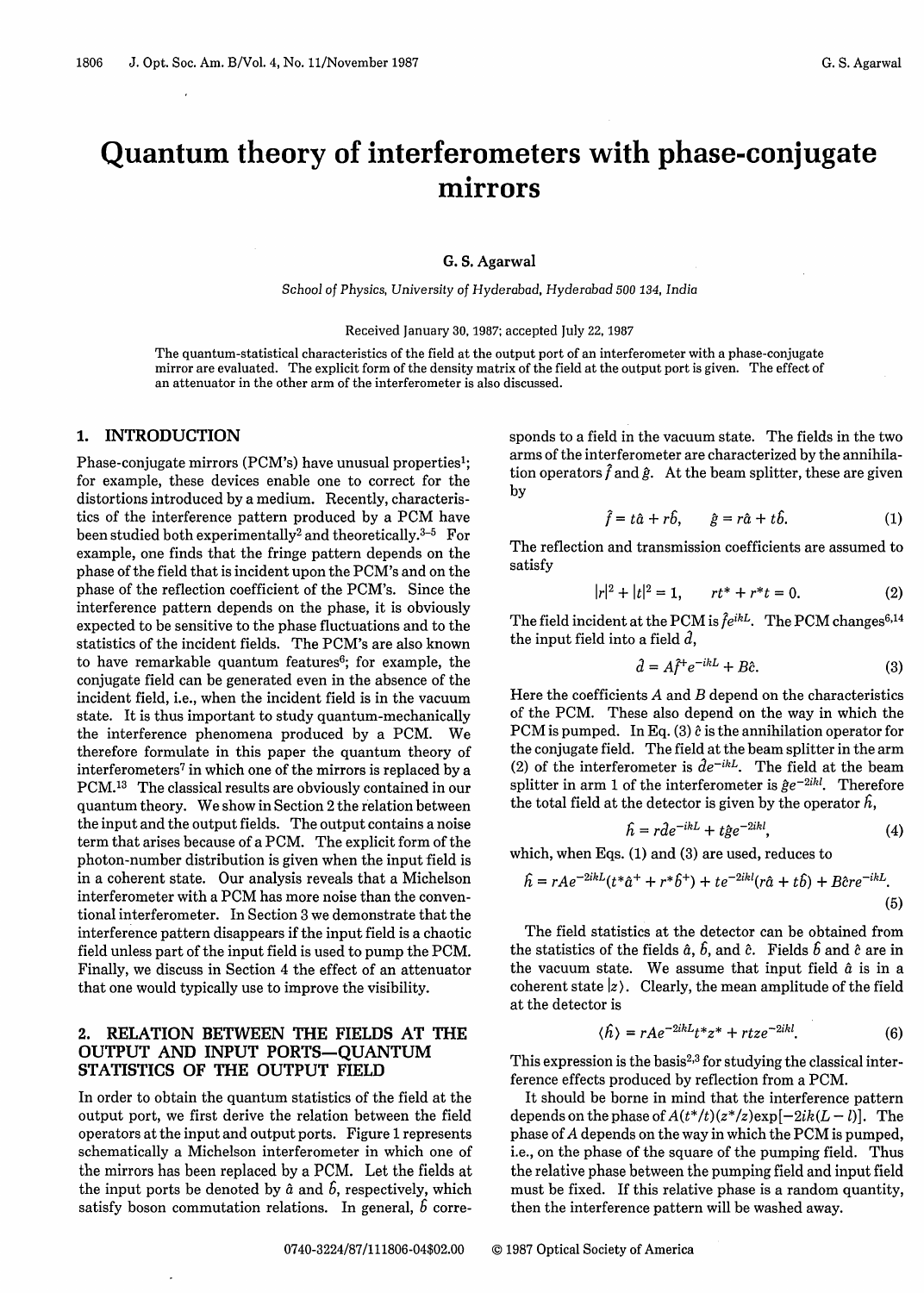# Quantum theory of interferometers with phase-conjugate mirrors

**G. S. Agarwal**

*School of Physics, University of Hyderabad, Hyderabad 500 134, India*

Received January 30, 1987; accepted July 22, 1987

The quantum-statistical characteristics of the field at the output port of an interferometer with a phase-conjugate mirror are evaluated. The explicit form of the density matrix of the field at the output port is given. The effect of an attenuator in the other arm of the interferometer is also discussed.

## 1. INTRODUCTION

Phase-conjugate mirrors (PCM's) have unusual properties[1]; for example, these devices enable one to correct for the distortions introduced by a medium. Recently, characteristics of the interference pattern produced by a PCM have been studied both experimentally[2] and theoretically.[3–5] For example, one finds that the fringe pattern depends on the phase of the field that is incident upon the PCM's and on the phase of the reflection coefficient of the PCM's. Since the interference pattern depends on the phase, it is obviously expected to be sensitive to the phase fluctuations and to the statistics of the incident fields. The PCM's are also known to have remarkable quantum features[6]; for example, the conjugate field can be generated even in the absence of the incident field, i.e., when the incident field is in the vacuum state. It is thus important to study quantum-mechanically the interference phenomena produced by a PCM. We therefore formulate in this paper the quantum theory of interferometers[7] in which one of the mirrors is replaced by a PCM.[13] The classical results are obviously contained in our quantum theory. We show in Section 2 the relation between the input and the output fields. The output contains a noise term that arises because of a PCM. The explicit form of the photon-number distribution is given when the input field is in a coherent state. Our analysis reveals that a Michelson interferometer with a PCM has more noise than the conventional interferometer. In Section 3 we demonstrate that the interference pattern disappears if the input field is a chaotic field unless part of the input field is used to pump the PCM. Finally, we discuss in Section 4 the effect of an attenuator that one would typically use to improve the visibility.

## 2. RELATION BETWEEN THE FIELDS AT THE OUTPUT AND INPUT PORTS—QUANTUM STATISTICS OF THE OUTPUT FIELD

In order to obtain the quantum statistics of the field at the output port, we first derive the relation between the field operators at the input and output ports. Figure 1 represents schematically a Michelson interferometer in which one of the mirrors has been replaced by a PCM. Let the fields at the input ports be denoted by $\hat{a}$ and $\hat{b}$, respectively, which satisfy boson commutation relations. In general, $\hat{b}$ corresponds to a field in the vacuum state. The fields in the two arms of the interferometer are characterized by the annihilation operators $\hat{f}$ and $\hat{g}$. At the beam splitter, these are given by

$$\hat{f} = t\hat{a} + r\hat{b}, \qquad \hat{g} = r\hat{a} + t\hat{b}. \tag{1}$$

The reflection and transmission coefficients are assumed to satisfy

$$|r|^2 + |t|^2 = 1, \qquad rt^* + r^*t = 0. \tag{2}$$

The field incident at the PCM is $\hat{f}e^{ikL}$. The PCM changes[6,14] the input field into a field $\hat{d}$,

$$\hat{d} = A\hat{f}^+e^{-ikL} + B\hat{c}. \tag{3}$$

Here the coefficients $A$ and $B$ depend on the characteristics of the PCM. These also depend on the way in which the PCM is pumped. In Eq. (3) $\hat{c}$ is the annihilation operator for the conjugate field. The field at the beam splitter in the arm (2) of the interferometer is $\hat{d}e^{-ikL}$. The field at the beam splitter in arm 1 of the interferometer is $\hat{g}e^{-2ikl}$. Therefore the total field at the detector is given by the operator $\hat{h}$,

$$\hat{h} = r\hat{d}e^{-ikL} + t\hat{g}e^{-2ikl}, \tag{4}$$

which, when Eqs. (1) and (3) are used, reduces to

$$\hat{h} = rAe^{-2ikL}(t^*\hat{a}^+ + r^*\hat{b}^+) + te^{-2ikl}(r\hat{a} + t\hat{b}) + B\hat{c}re^{-ikL}. \tag{5}$$

The field statistics at the detector can be obtained from the statistics of the fields $\hat{a}$, $\hat{b}$, and $\hat{c}$. Fields $\hat{b}$ and $\hat{c}$ are in the vacuum state. We assume that input field $\hat{a}$ is in a coherent state $|z\rangle$. Clearly, the mean amplitude of the field at the detector is

$$\langle \hat{h} \rangle = rAe^{-2ikL}t^*z^* + rtze^{-2ikl}. \tag{6}$$

This expression is the basis[2,3] for studying the classical interference effects produced by reflection from a PCM.

It should be borne in mind that the interference pattern depends on the phase of $A(t^*/t)(z^*/z)\exp[-2ik(L-l)]$. The phase of $A$ depends on the way in which the PCM is pumped, i.e., on the phase of the square of the pumping field. Thus the relative phase between the pumping field and input field must be fixed. If this relative phase is a random quantity, then the interference pattern will be washed away.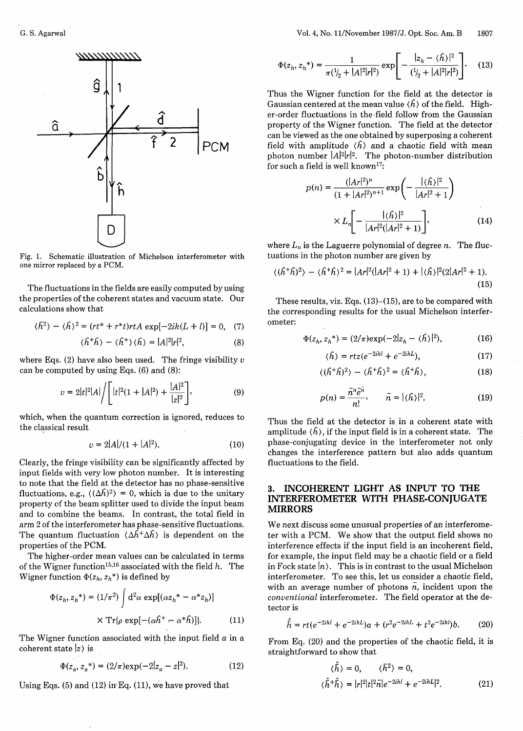Fig. 1. Schematic illustration of Michelson interferometer with one mirror replaced by a PCM.

The fluctuations in the fields are easily computed by using the properties of the coherent states and vacuum state. Our calculations show that

$$\langle \hat{h}^2 \rangle - \langle \hat{h} \rangle^2 = (rt^* + r^*t)rtA \exp[-2ik(L+l)] = 0, \quad (7)$$

$$\langle \hat{h}^+ \hat{h} \rangle - \langle \hat{h}^+ \rangle \langle \hat{h} \rangle = |A|^2 |r|^2, \quad (8)$$

where Eqs. (2) have also been used. The fringe visibility $v$ can be computed by using Eqs. (6) and (8):

$$v = 2|t|^2|A| \bigg/ \left[ |t|^2(1+|A|^2) + \frac{|A|^2}{|z|^2} \right], \quad (9)$$

which, when the quantum correction is ignored, reduces to the classical result

$$v = 2|A|/(1+|A|^2). \quad (10)$$

Clearly, the fringe visibility can be significantly affected by input fields with very low photon number. It is interesting to note that the field at the detector has no phase-sensitive fluctuations, e.g., $\langle (\Delta \hat{h})^2 \rangle = 0$, which is due to the unitary property of the beam splitter used to divide the input beam and to combine the beams. In contrast, the total field in arm 2 of the interferometer has phase-sensitive fluctuations. The quantum fluctuation $\langle \Delta \hat{h}^+ \Delta \hat{h} \rangle$ is dependent on the properties of the PCM.

The higher-order mean values can be calculated in terms of the Wigner function[15,16] associated with the field $h$. The Wigner function $\Phi(z_h, z_h^*)$ is defined by

$$\Phi(z_h, z_h^*) = (1/\pi^2) \int d^2\alpha \exp[(\alpha z_h^* - \alpha^* z_h)] \times \mathrm{Tr}\{\rho \exp[-(\alpha \hat{h}^+ - \alpha^* \hat{h})]\}. \quad (11)$$

The Wigner function associated with the input field $a$ in a coherent state $|z\rangle$ is

$$\Phi(z_a, z_a^*) = (2/\pi)\exp(-2|z_a - z|^2). \quad (12)$$

Using Eqs. (5) and (12) in Eq. (11), we have proved that

$$\Phi(z_h, z_h^*) = \frac{1}{\pi(\tfrac{1}{2} + |A|^2|r|^2)} \exp\left[ -\frac{|z_h - \langle \hat{h} \rangle|^2}{(\tfrac{1}{2} + |A|^2|r|^2)} \right]. \quad (13)$$

Thus the Wigner function for the field at the detector is Gaussian centered at the mean value $\langle \hat{h} \rangle$ of the field. Higher-order fluctuations in the field follow from the Gaussian property of the Wigner function. The field at the detector can be viewed as the one obtained by superposing a coherent field with amplitude $\langle \hat{h} \rangle$ and a chaotic field with mean photon number $|A|^2|r|^2$. The photon-number distribution for such a field is well known[17]:

$$p(n) = \frac{(|Ar|^2)^n}{(1+|Ar|^2)^{n+1}} \exp\left( -\frac{|\langle \hat{h} \rangle|^2}{|Ar|^2 + 1} \right) \times L_n\left[ -\frac{|\langle \hat{h} \rangle|^2}{|Ar|^2(|Ar|^2+1)} \right], \quad (14)$$

where $L_n$ is the Laguerre polynomial of degree $n$. The fluctuations in the photon number are given by

$$\langle (\hat{h}^+\hat{h})^2 \rangle - \langle \hat{h}^+ \hat{h} \rangle^2 = |Ar|^2(|Ar|^2+1) + |\langle \hat{h} \rangle|^2(2|Ar|^2+1). \quad (15)$$

These results, viz. Eqs. (13)–(15), are to be compared with the corresponding results for the usual Michelson interferometer:

$$\Phi(z_h, z_h^*) = (2/\pi)\exp(-2|z_h - \langle \hat{h} \rangle|^2), \quad (16)$$

$$\langle \hat{h} \rangle = rtz(e^{-2ikl} + e^{-2ikL}), \quad (17)$$

$$\langle (\hat{h}^+\hat{h})^2 \rangle - \langle \hat{h}^+ \hat{h} \rangle^2 = \langle \hat{h}^+ \hat{h} \rangle, \quad (18)$$

$$p(n) = \frac{\bar{n}^n e^{-\bar{n}}}{n!}, \quad \bar{n} = |\langle \hat{h} \rangle|^2. \quad (19)$$

Thus the field at the detector is in a coherent state with amplitude $\langle \hat{h} \rangle$, if the input field is in a coherent state. The phase-conjugating device in the interferometer not only changes the interference pattern but also adds quantum fluctuations to the field.

## 3. INCOHERENT LIGHT AS INPUT TO THE INTERFEROMETER WITH PHASE-CONJUGATE MIRRORS

We next discuss some unusual properties of an interferometer with a PCM. We show that the output field shows no interference effects if the input field is an incoherent field, for example, the input field may be a chaotic field or a field in Fock state $|n\rangle$. This is in contrast to the usual Michelson interferometer. To see this, let us consider a chaotic field, with an average number of photons $\bar{n}$, incident upon the *conventional* interferometer. The field operator at the detector is

$$\hat{h} = rt(e^{-2ikl} + e^{-2ikL})a + (r^2 e^{-2ikL} + t^2 e^{-2ikl})b. \quad (20)$$

From Eq. (20) and the properties of the chaotic field, it is straightforward to show that

$$\langle \hat{h} \rangle = 0, \quad \langle \hat{h}^2 \rangle = 0,$$
$$\langle \hat{h}^+ \hat{h} \rangle = |r|^2|t|^2 \bar{n} |e^{-2ikl} + e^{-2ikL}|^2. \quad (21)$$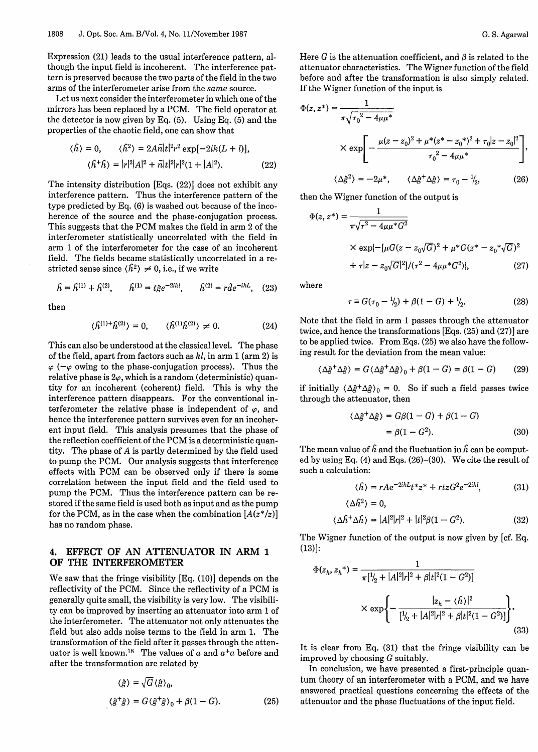Expression (21) leads to the usual interference pattern, although the input field is incoherent. The interference pattern is preserved because the two parts of the field in the two arms of the interferometer arise from the *same* source.

Let us next consider the interferometer in which one of the mirrors has been replaced by a PCM. The field operator at the detector is now given by Eq. (5). Using Eq. (5) and the properties of the chaotic field, one can show that

$$\langle \hat{h} \rangle = 0, \qquad \langle \hat{h}^2 \rangle = 2A\bar{n}|t|^2 r^2 \exp[-2ik(L + l)],$$
$$\langle \hat{h}^+ \hat{h} \rangle = |r|^2 |A|^2 + \bar{n}|t|^2 |r|^2 (1 + |A|^2). \tag{22}$$

The intensity distribution [Eqs. (22)] does not exhibit any interference pattern. Thus the interference pattern of the type predicted by Eq. (6) is washed out because of the incoherence of the source and the phase-conjugation process. This suggests that the PCM makes the field in arm 2 of the interferometer statistically uncorrelated with the field in arm 1 of the interferometer for the case of an incoherent field. The fields became statistically uncorrelated in a restricted sense since $\langle \hat{h}^2 \rangle \neq 0$, i.e., if we write

$$\hat{h} = \hat{h}^{(1)} + \hat{h}^{(2)}, \qquad \hat{h}^{(1)} = t\hat{g}e^{-2ikl}, \qquad \hat{h}^{(2)} = r\hat{d}e^{-ikL}, \tag{23}$$

then

$$\langle \hat{h}^{(1)+} \hat{h}^{(2)} \rangle = 0, \qquad \langle \hat{h}^{(1)} \hat{h}^{(2)} \rangle \neq 0. \tag{24}$$

This can also be understood at the classical level. The phase of the field, apart from factors such as $kl$, in arm 1 (arm 2) is $\varphi$ ($-\varphi$ owing to the phase-conjugation process). Thus the relative phase is $2\varphi$, which is a random (deterministic) quantity for an incoherent (coherent) field. This is why the interference pattern disappears. For the conventional interferometer the relative phase is independent of $\varphi$, and hence the interference pattern survives even for an incoherent input field. This analysis presumes that the phase of the reflection coefficient of the PCM is a deterministic quantity. The phase of $A$ is partly determined by the field used to pump the PCM. Our analysis suggests that interference effects with PCM can be observed only if there is some correlation between the input field and the field used to pump the PCM. Thus the interference pattern can be restored if the same field is used both as input and as the pump for the PCM, as in the case when the combination $[A(z^*/z)]$ has no random phase.

## 4. EFFECT OF AN ATTENUATOR IN ARM 1 OF THE INTERFEROMETER

We saw that the fringe visibility [Eq. (10)] depends on the reflectivity of the PCM. Since the reflectivity of a PCM is generally quite small, the visibility is very low. The visibility can be improved by inserting an attenuator into arm 1 of the interferometer. The attenuator not only attenuates the field but also adds noise terms to the field in arm 1. The transformation of the field after it passes through the attenuator is well known.[18] The values of $a$ and $a^+a$ before and after the transformation are related by

$$\langle \hat{g} \rangle = \sqrt{G} \langle \hat{g} \rangle_0,$$
$$\langle \hat{g}^+ \hat{g} \rangle = G \langle \hat{g}^+ \hat{g} \rangle_0 + \beta(1 - G). \tag{25}$$

Here $G$ is the attenuation coefficient, and $\beta$ is related to the attenuator characteristics. The Wigner function of the field before and after the transformation is also simply related. If the Wigner function of the input is

$$\Phi(z, z^*) = \frac{1}{\pi\sqrt{{\tau_0}^2 - 4\mu\mu^*}} \times \exp\left[ -\frac{\mu(z - z_0)^2 + \mu^*(z^* - {z_0}^*)^2 + \tau_0 |z - z_0|^2}{{\tau_0}^2 - 4\mu\mu^*} \right],$$

$$\langle \Delta \hat{g}^2 \rangle = -2\mu^*, \qquad \langle \Delta \hat{g}^+ \Delta \hat{g} \rangle = \tau_0 - 1/2, \tag{26}$$

then the Wigner function of the output is

$$\Phi(z, z^*) = \frac{1}{\pi\sqrt{\tau^2 - 4\mu\mu^* G^2}} \times \exp\{-[\mu G(z - z_0\sqrt{G})^2 + \mu^* G(z^* - {z_0}^*\sqrt{G})^2 + \tau|z - z_0\sqrt{G}|^2]/(\tau^2 - 4\mu\mu^* G^2)\}, \tag{27}$$

where

$$\tau \equiv G(\tau_0 - 1/2) + \beta(1 - G) + 1/2. \tag{28}$$

Note that the field in arm 1 passes through the attenuator twice, and hence the transformations [Eqs. (25) and (27)] are to be applied twice. From Eqs. (25) we also have the following result for the deviation from the mean value:

$$\langle \Delta \hat{g}^+ \Delta \hat{g} \rangle = G \langle \Delta \hat{g}^+ \Delta \hat{g} \rangle_0 + \beta(1 - G) = \beta(1 - G) \tag{29}$$

if initially $\langle \Delta \hat{g}^+ \Delta \hat{g} \rangle_0 = 0$. So if such a field passes twice through the attenuator, then

$$\langle \Delta \hat{g}^+ \Delta \hat{g} \rangle = G\beta(1 - G) + \beta(1 - G) = \beta(1 - G^2). \tag{30}$$

The mean value of $\hat{h}$ and the fluctuation in $\hat{h}$ can be computed by using Eq. (4) and Eqs. (26)–(30). We cite the result of such a calculation:

$$\langle \hat{h} \rangle = rAe^{-2ikL} t^* z^* + rtzG^2 e^{-2ikl}, \tag{31}$$

$$\langle \Delta \hat{h}^2 \rangle = 0,$$
$$\langle \Delta \hat{h}^+ \Delta \hat{h} \rangle = |A|^2 |r|^2 + |t|^2 \beta(1 - G^2). \tag{32}$$

The Wigner function of the output is now given by [cf. Eq. (13)]:

$$\Phi(z_h, z_h^*) = \frac{1}{\pi[1/2 + |A|^2|r|^2 + \beta|t|^2(1 - G^2)]} \times \exp\left\{ -\frac{|z_h - \langle \hat{h} \rangle|^2}{[1/2 + |A|^2|r|^2 + \beta|t|^2(1 - G^2)]} \right\}. \tag{33}$$

It is clear from Eq. (31) that the fringe visibility can be improved by choosing $G$ suitably.

In conclusion, we have presented a first-principle quantum theory of an interferometer with a PCM, and we have answered practical questions concerning the effects of the attenuator and the phase fluctuations of the input field.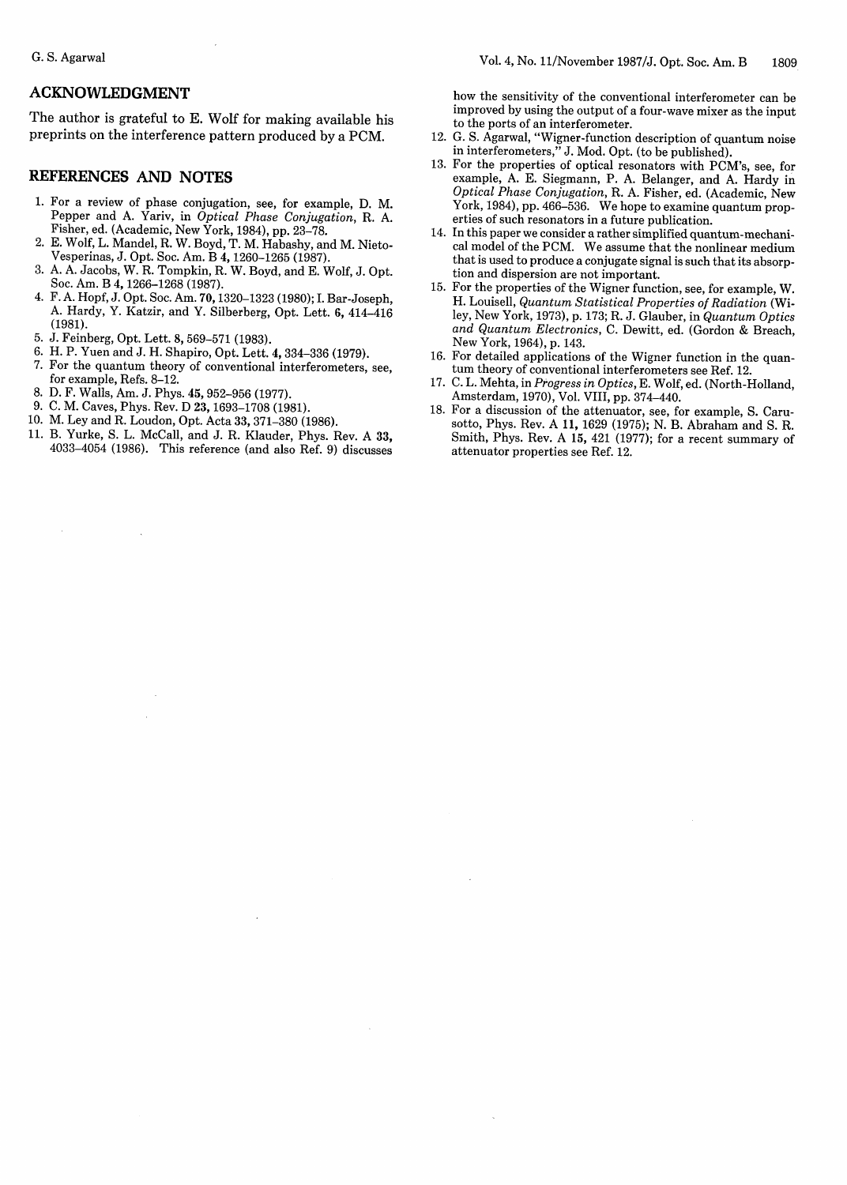## ACKNOWLEDGMENT

The author is grateful to E. Wolf for making available his preprints on the interference pattern produced by a PCM.

## REFERENCES AND NOTES

1. For a review of phase conjugation, see, for example, D. M. Pepper and A. Yariv, in *Optical Phase Conjugation*, R. A. Fisher, ed. (Academic, New York, 1984), pp. 23–78.
2. E. Wolf, L. Mandel, R. W. Boyd, T. M. Habashy, and M. Nieto-Vesperinas, J. Opt. Soc. Am. B **4**, 1260–1265 (1987).
3. A. A. Jacobs, W. R. Tompkin, R. W. Boyd, and E. Wolf, J. Opt. Soc. Am. B **4**, 1266–1268 (1987).
4. F. A. Hopf, J. Opt. Soc. Am. **70**, 1320–1323 (1980); I. Bar-Joseph, A. Hardy, Y. Katzir, and Y. Silberberg, Opt. Lett. **6**, 414–416 (1981).
5. J. Feinberg, Opt. Lett. **8**, 569–571 (1983).
6. H. P. Yuen and J. H. Shapiro, Opt. Lett. **4**, 334–336 (1979).
7. For the quantum theory of conventional interferometers, see, for example, Refs. 8–12.
8. D. F. Walls, Am. J. Phys. **45**, 952–956 (1977).
9. C. M. Caves, Phys. Rev. D **23**, 1693–1708 (1981).
10. M. Ley and R. Loudon, Opt. Acta **33**, 371–380 (1986).
11. B. Yurke, S. L. McCall, and J. R. Klauder, Phys. Rev. A **33**, 4033–4054 (1986). This reference (and also Ref. 9) discusses how the sensitivity of the conventional interferometer can be improved by using the output of a four-wave mixer as the input to the ports of an interferometer.
12. G. S. Agarwal, "Wigner-function description of quantum noise in interferometers," J. Mod. Opt. (to be published).
13. For the properties of optical resonators with PCM's, see, for example, A. E. Siegmann, P. A. Belanger, and A. Hardy in *Optical Phase Conjugation*, R. A. Fisher, ed. (Academic, New York, 1984), pp. 466–536. We hope to examine quantum properties of such resonators in a future publication.
14. In this paper we consider a rather simplified quantum-mechanical model of the PCM. We assume that the nonlinear medium that is used to produce a conjugate signal is such that its absorption and dispersion are not important.
15. For the properties of the Wigner function, see, for example, W. H. Louisell, *Quantum Statistical Properties of Radiation* (Wiley, New York, 1973), p. 173; R. J. Glauber, in *Quantum Optics and Quantum Electronics*, C. Dewitt, ed. (Gordon & Breach, New York, 1964), p. 143.
16. For detailed applications of the Wigner function in the quantum theory of conventional interferometers see Ref. 12.
17. C. L. Mehta, in *Progress in Optics*, E. Wolf, ed. (North-Holland, Amsterdam, 1970), Vol. VIII, pp. 374–440.
18. For a discussion of the attenuator, see, for example, S. Carusotto, Phys. Rev. A **11**, 1629 (1975); N. B. Abraham and S. R. Smith, Phys. Rev. A **15**, 421 (1977); for a recent summary of attenuator properties see Ref. 12.